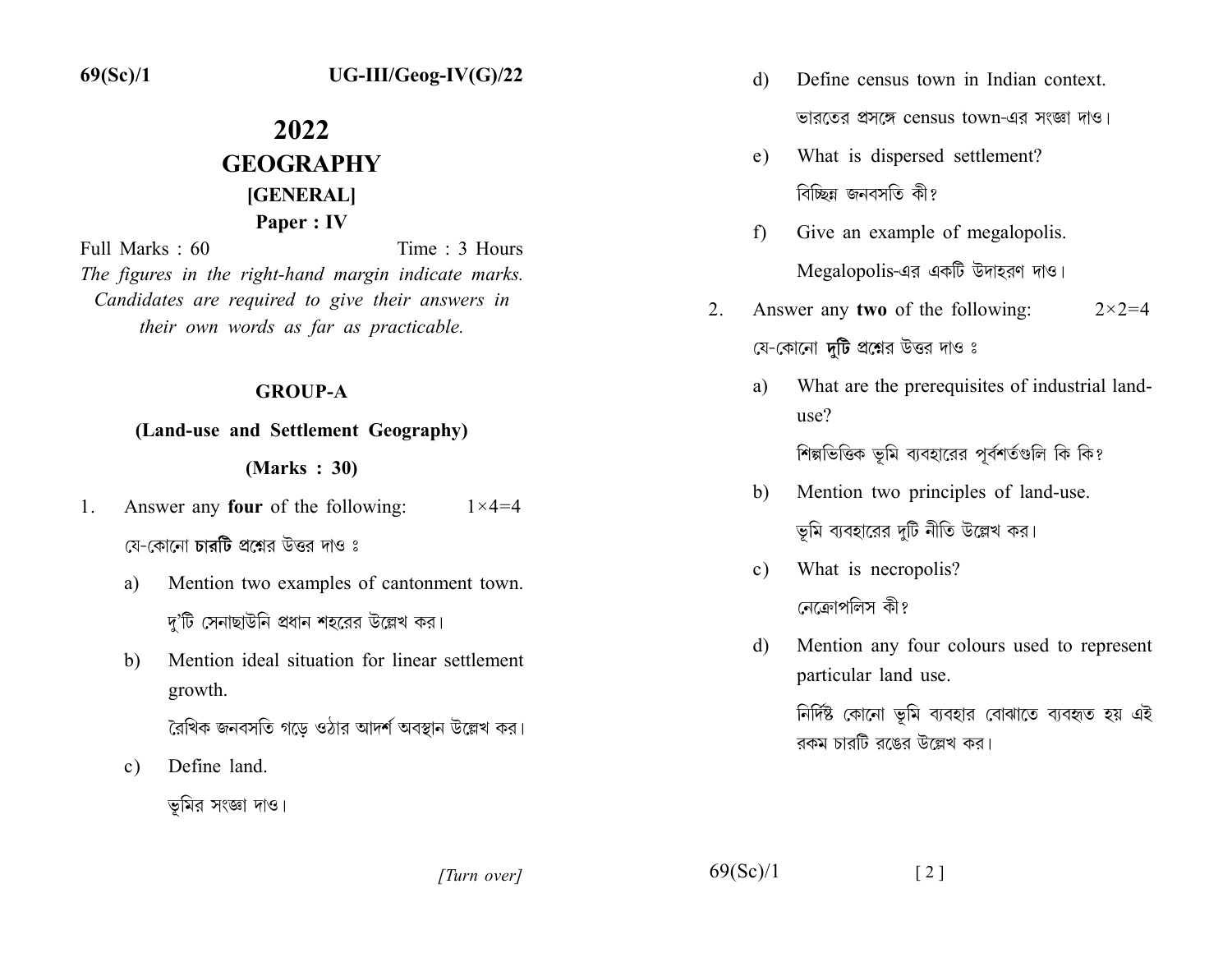# 2022

## GEOGRAPHY

### [GENERAL]

### Paper : IV

Full Marks : 60 Time : 3 Hours

*The figures in the right-hand margin indicate marks. Candidates are required to give their answers in their own words as far as practicable.*

## GROUP-A

### (Land-use and Settlement Geography)

### (Marks : 30)

1. Answer any **four** of the following: $1\times4=4$

   যে-কোনো **চারটি** প্রশ্নের উত্তর দাও ঃ

   a) Mention two examples of cantonment town.

   দু'টি সেনাছাউনি প্রধান শহরের উল্লেখ কর।

   b) Mention ideal situation for linear settlement growth.

   রৈখিক জনবসতি গড়ে ওঠার আদর্শ অবস্থান উল্লেখ কর।

   c) Define land.

   ভূমির সংজ্ঞা দাও।

   d) Define census town in Indian context.

   ভারতের প্রসঙ্গে census town-এর সংজ্ঞা দাও।

   e) What is dispersed settlement?

   বিচ্ছিন্ন জনবসতি কী?

   f) Give an example of megalopolis.

   Megalopolis-এর একটি উদাহরণ দাও।

2. Answer any **two** of the following: $2\times2=4$

   যে-কোনো **দুটি** প্রশ্নের উত্তর দাও ঃ

   a) What are the prerequisites of industrial land-use?

   শিল্পভিত্তিক ভূমি ব্যবহারের পূর্বশর্তগুলি কি কি?

   b) Mention two principles of land-use.

   ভূমি ব্যবহারের দুটি নীতি উল্লেখ কর।

   c) What is necropolis?

   নেক্রোপলিস কী?

   d) Mention any four colours used to represent particular land use.

   নির্দিষ্ট কোনো ভূমি ব্যবহার বোঝাতে ব্যবহৃত হয় এই রকম চারটি রঙের উল্লেখ কর।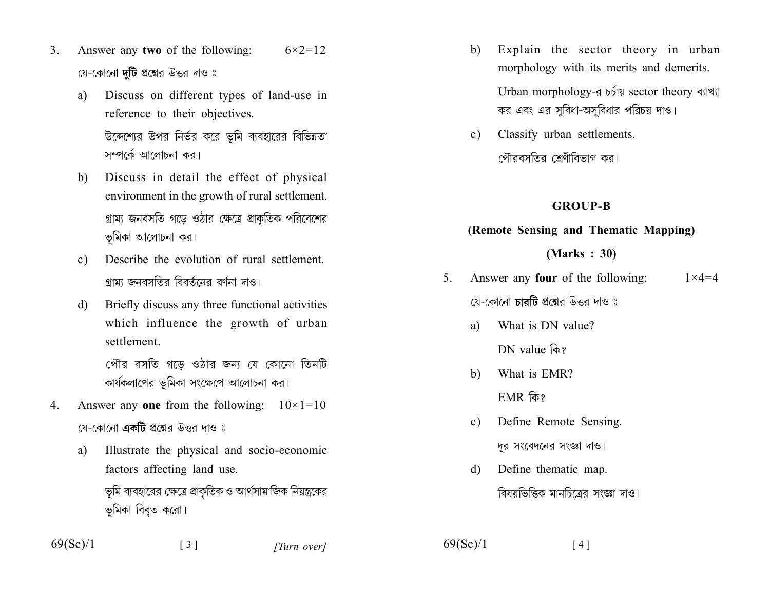3. Answer any **two** of the following: $6 \times 2 = 12$

   যে-কোনো **দুটি** প্রশ্নের উত্তর দাও ঃ

   a) Discuss on different types of land-use in reference to their objectives.

      উদ্দেশ্যের উপর নির্ভর করে ভূমি ব্যবহারের বিভিন্নতা সম্পর্কে আলোচনা কর।

   b) Discuss in detail the effect of physical environment in the growth of rural settlement.

      গ্রাম্য জনবসতি গড়ে ওঠার ক্ষেত্রে প্রাকৃতিক পরিবেশের ভূমিকা আলোচনা কর।

   c) Describe the evolution of rural settlement.

      গ্রাম্য জনবসতির বিবর্তনের বর্ণনা দাও।

   d) Briefly discuss any three functional activities which influence the growth of urban settlement.

      পৌর বসতি গড়ে ওঠার জন্য যে কোনো তিনটি কার্যকলাপের ভূমিকা সংক্ষেপে আলোচনা কর।

4. Answer any **one** from the following: $10 \times 1 = 10$

   যে-কোনো **একটি** প্রশ্নের উত্তর দাও ঃ

   a) Illustrate the physical and socio-economic factors affecting land use.

      ভূমি ব্যবহারের ক্ষেত্রে প্রাকৃতিক ও আর্থসামাজিক নিয়ন্ত্রকের ভূমিকা বিবৃত করো।

   b) Explain the sector theory in urban morphology with its merits and demerits.

      Urban morphology-র চর্চায় sector theory ব্যাখ্যা কর এবং এর সুবিধা-অসুবিধার পরিচয় দাও।

   c) Classify urban settlements.

      পৌরবসতির শ্রেণীবিভাগ কর।

## GROUP-B

### (Remote Sensing and Thematic Mapping)

### (Marks : 30)

5. Answer any **four** of the following: $1 \times 4 = 4$

   যে-কোনো **চারটি** প্রশ্নের উত্তর দাও ঃ

   a) What is DN value?

      DN value কি?

   b) What is EMR?

      EMR কি?

   c) Define Remote Sensing.

      দূর সংবেদনের সংজ্ঞা দাও।

   d) Define thematic map.

      বিষয়ভিত্তিক মানচিত্রের সংজ্ঞা দাও।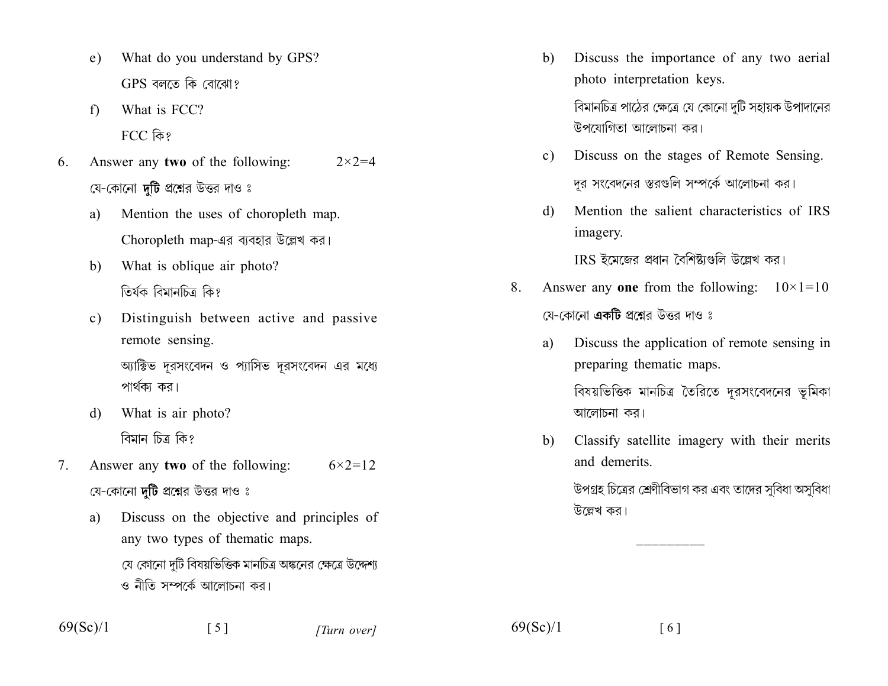e) What do you understand by GPS?

GPS বলতে কি বোঝো?

f) What is FCC?

FCC কি?

6. Answer any **two** of the following: 2×2=4

যে-কোনো **দুটি** প্রশ্নের উত্তর দাও ঃ

a) Mention the uses of choropleth map.

Choropleth map-এর ব্যবহার উল্লেখ কর।

b) What is oblique air photo?

তির্যক বিমানচিত্র কি?

c) Distinguish between active and passive remote sensing.

অ্যাক্টিভ দূরসংবেদন ও প্যাসিভ দূরসংবেদন এর মধ্যে পার্থক্য কর।

d) What is air photo?

বিমান চিত্র কি?

7. Answer any **two** of the following: 6×2=12

যে-কোনো **দুটি** প্রশ্নের উত্তর দাও ঃ

a) Discuss on the objective and principles of any two types of thematic maps.

যে কোনো দুটি বিষয়ভিত্তিক মানচিত্র অঙ্কনের ক্ষেত্রে উদ্দেশ্য ও নীতি সম্পর্কে আলোচনা কর।

b) Discuss the importance of any two aerial photo interpretation keys.

বিমানচিত্র পাঠের ক্ষেত্রে যে কোনো দুটি সহায়ক উপাদানের উপযোগিতা আলোচনা কর।

c) Discuss on the stages of Remote Sensing.

দূর সংবেদনের স্তরগুলি সম্পর্কে আলোচনা কর।

d) Mention the salient characteristics of IRS imagery.

IRS ইমেজের প্রধান বৈশিষ্ট্যগুলি উল্লেখ কর।

8. Answer any **one** from the following: 10×1=10

যে-কোনো **একটি** প্রশ্নের উত্তর দাও ঃ

a) Discuss the application of remote sensing in preparing thematic maps.

বিষয়ভিত্তিক মানচিত্র তৈরিতে দূরসংবেদনের ভূমিকা আলোচনা কর।

b) Classify satellite imagery with their merits and demerits.

উপগ্রহ চিত্রের শ্রেণীবিভাগ কর এবং তাদের সুবিধা অসুবিধা উল্লেখ কর।